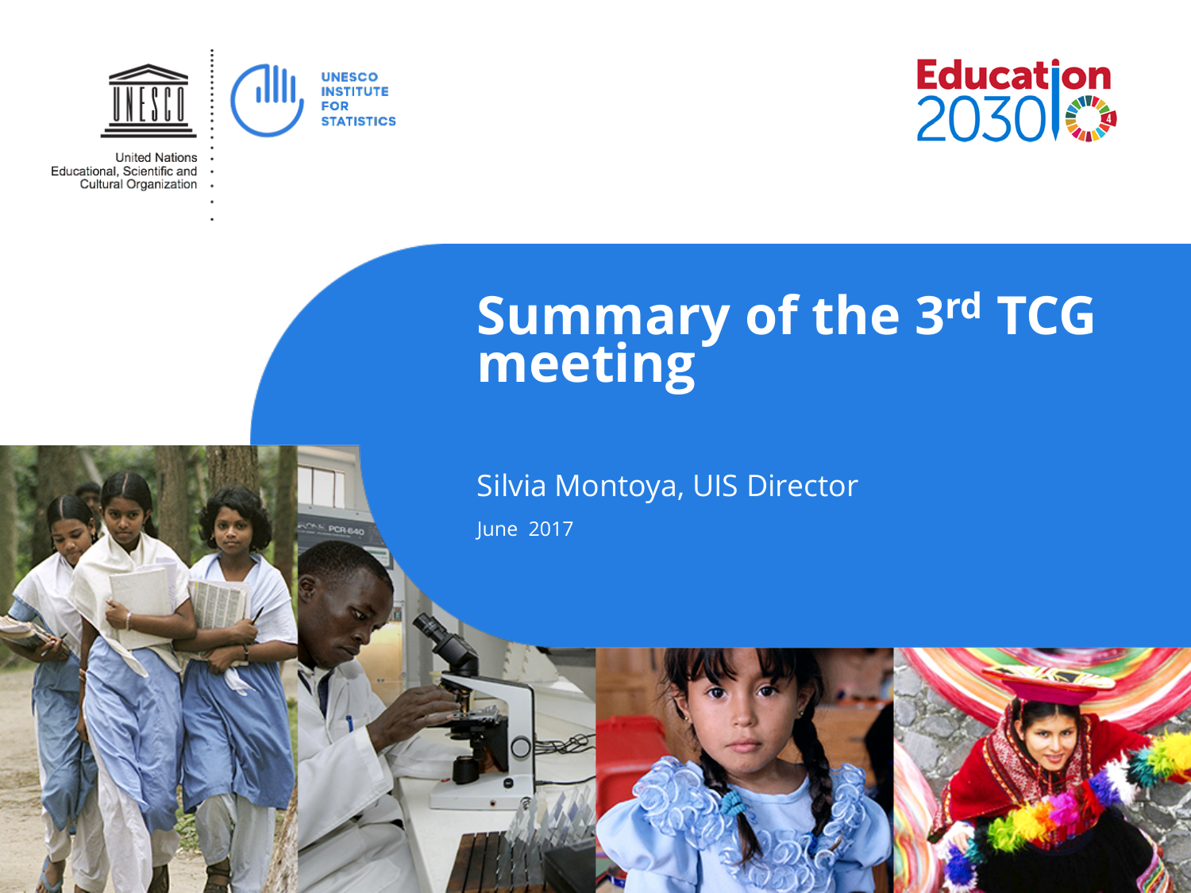United Nations Educational, Scientific and Cultural Organization

UNESCO INSTITUTE FOR STATISTICS

Education 2030

# Summary of the 3rd TCG meeting

Silvia Montoya, UIS Director

June 2017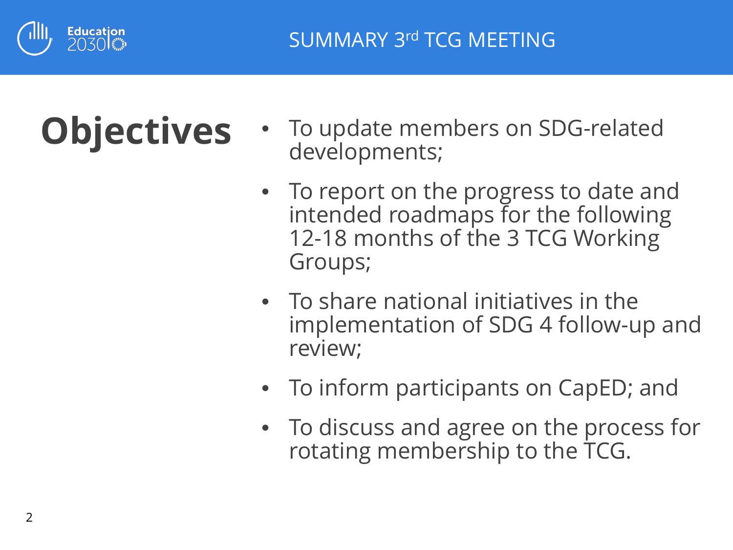# Objectives

- To update members on SDG-related developments;
- To report on the progress to date and intended roadmaps for the following 12-18 months of the 3 TCG Working Groups;
- To share national initiatives in the implementation of SDG 4 follow-up and review;
- To inform participants on CapED; and
- To discuss and agree on the process for rotating membership to the TCG.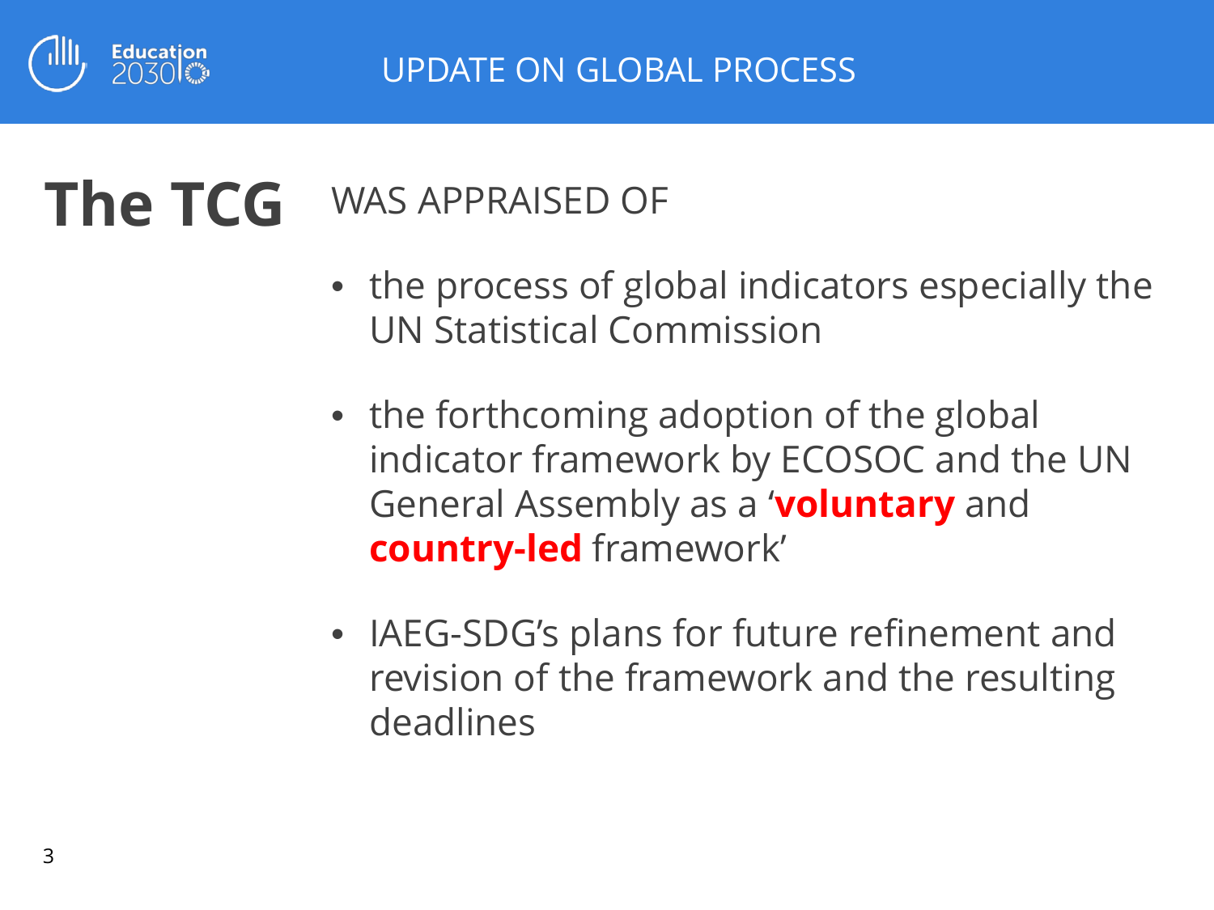UPDATE ON GLOBAL PROCESS

# The TCG WAS APPRAISED OF

- the process of global indicators especially the UN Statistical Commission
- the forthcoming adoption of the global indicator framework by ECOSOC and the UN General Assembly as a '**voluntary** and **country-led** framework'
- IAEG-SDG's plans for future refinement and revision of the framework and the resulting deadlines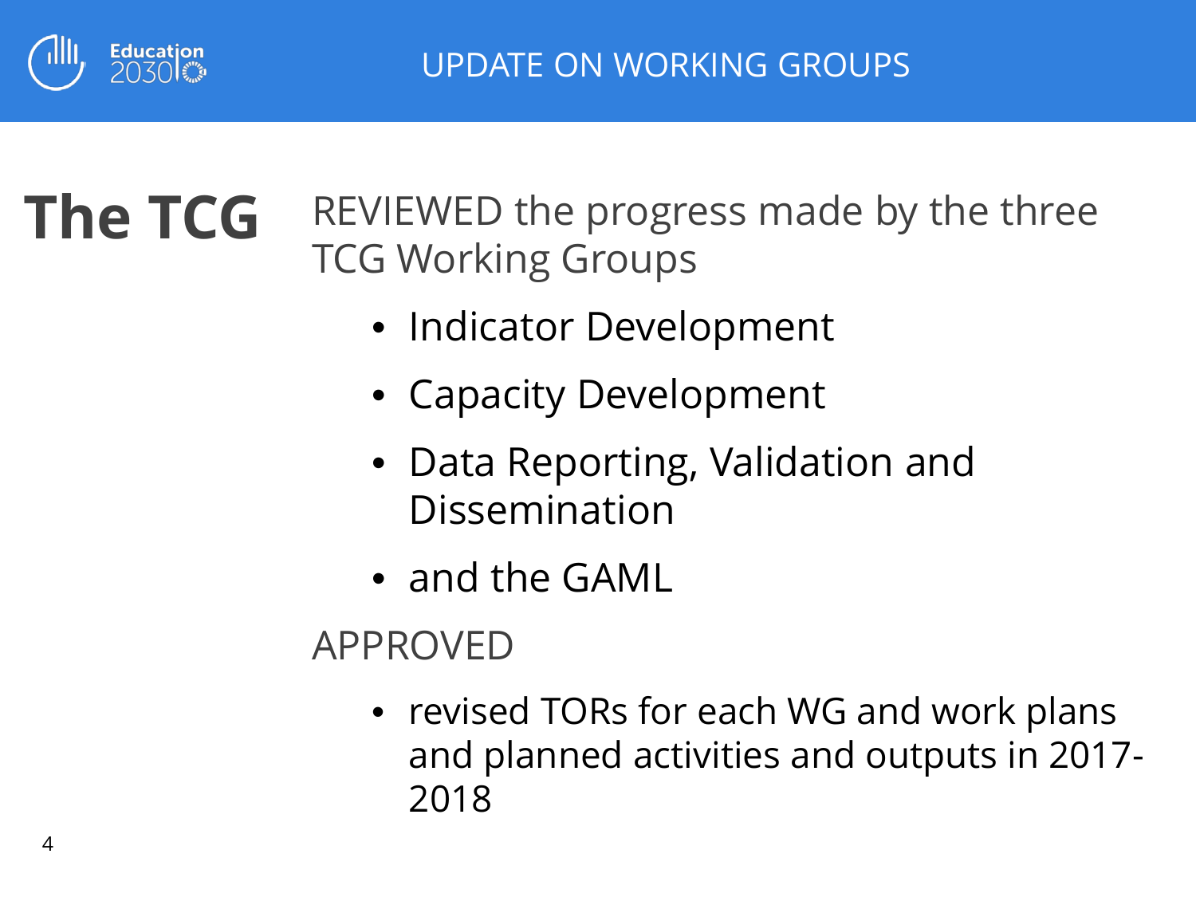# UPDATE ON WORKING GROUPS

## The TCG

REVIEWED the progress made by the three TCG Working Groups

- Indicator Development
- Capacity Development
- Data Reporting, Validation and Dissemination
- and the GAML

APPROVED

- revised TORs for each WG and work plans and planned activities and outputs in 2017-2018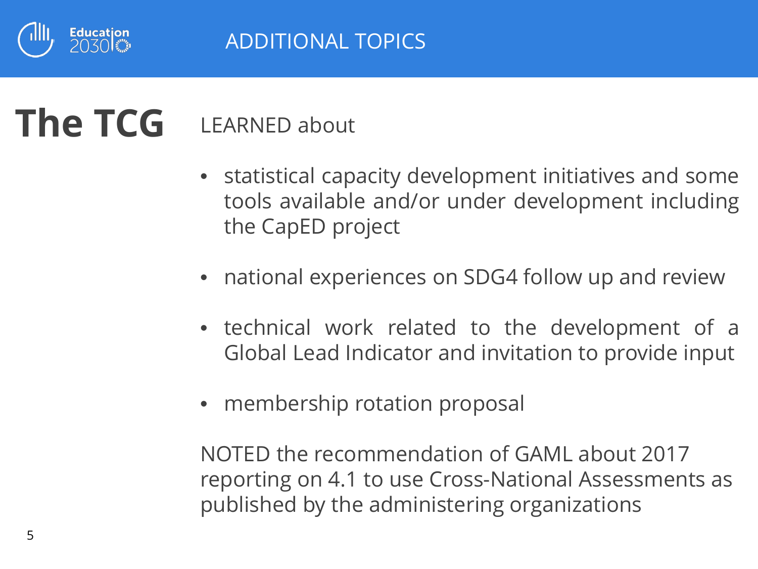## ADDITIONAL TOPICS

# The TCG

LEARNED about

- statistical capacity development initiatives and some tools available and/or under development including the CapED project
- national experiences on SDG4 follow up and review
- technical work related to the development of a Global Lead Indicator and invitation to provide input
- membership rotation proposal

NOTED the recommendation of GAML about 2017 reporting on 4.1 to use Cross-National Assessments as published by the administering organizations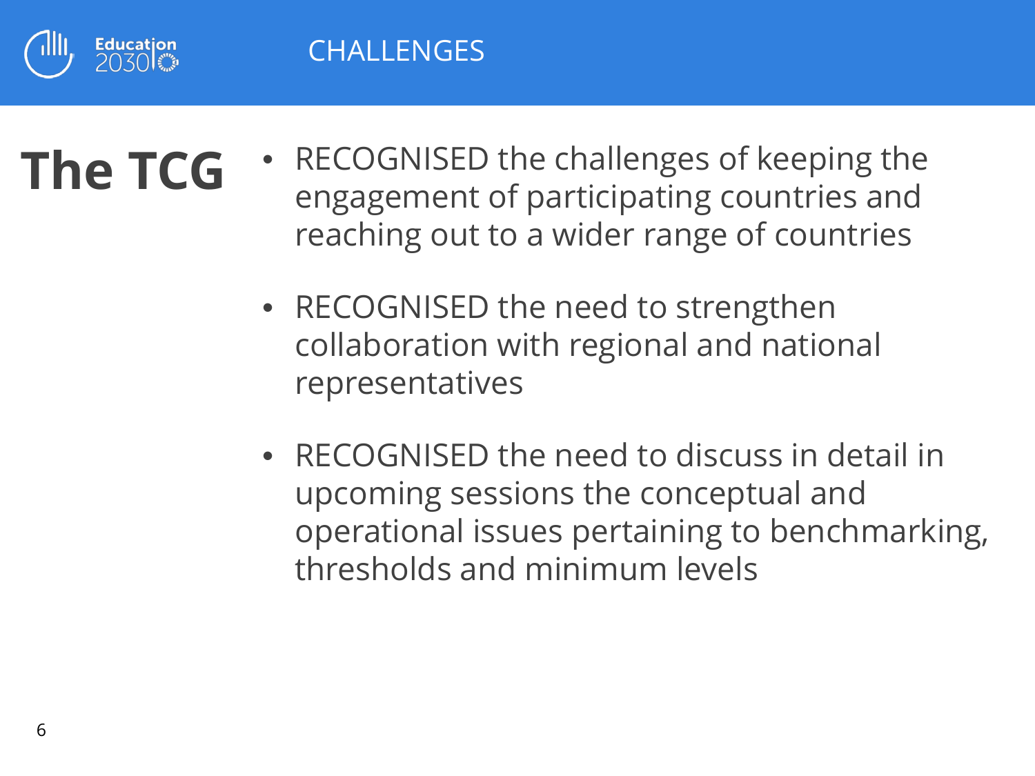# CHALLENGES

## The TCG

- RECOGNISED the challenges of keeping the engagement of participating countries and reaching out to a wider range of countries
- RECOGNISED the need to strengthen collaboration with regional and national representatives
- RECOGNISED the need to discuss in detail in upcoming sessions the conceptual and operational issues pertaining to benchmarking, thresholds and minimum levels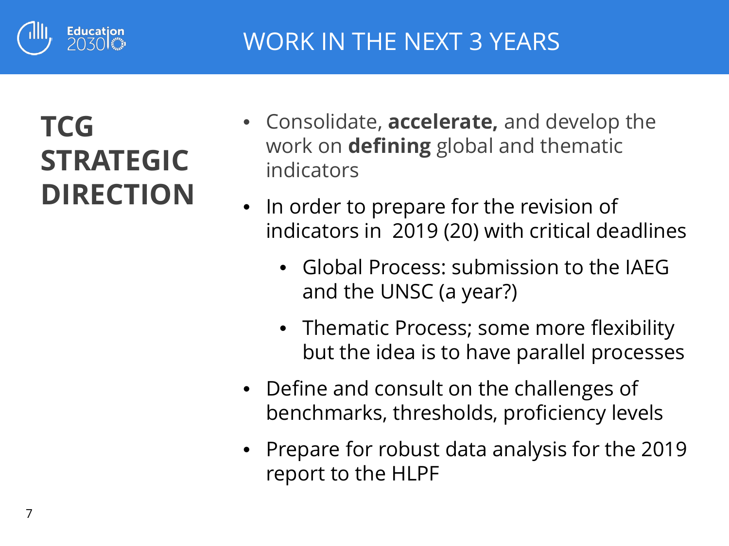# WORK IN THE NEXT 3 YEARS

## TCG STRATEGIC DIRECTION

- Consolidate, **accelerate,** and develop the work on **defining** global and thematic indicators
- In order to prepare for the revision of indicators in 2019 (20) with critical deadlines
  - Global Process: submission to the IAEG and the UNSC (a year?)
  - Thematic Process; some more flexibility but the idea is to have parallel processes
- Define and consult on the challenges of benchmarks, thresholds, proficiency levels
- Prepare for robust data analysis for the 2019 report to the HLPF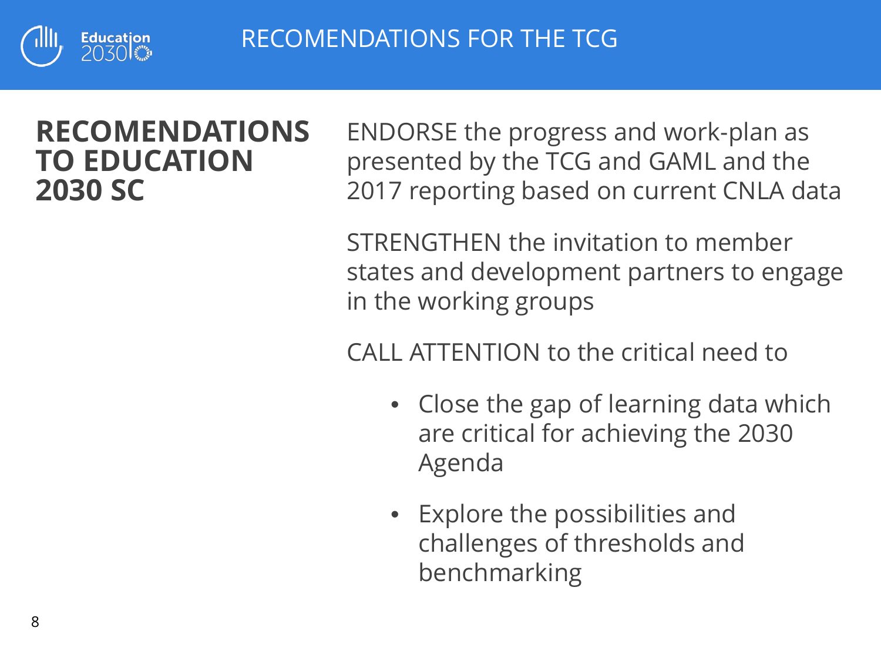# RECOMENDATIONS FOR THE TCG

## RECOMENDATIONS TO EDUCATION 2030 SC

ENDORSE the progress and work-plan as presented by the TCG and GAML and the 2017 reporting based on current CNLA data

STRENGTHEN the invitation to member states and development partners to engage in the working groups

CALL ATTENTION to the critical need to

- Close the gap of learning data which are critical for achieving the 2030 Agenda
- Explore the possibilities and challenges of thresholds and benchmarking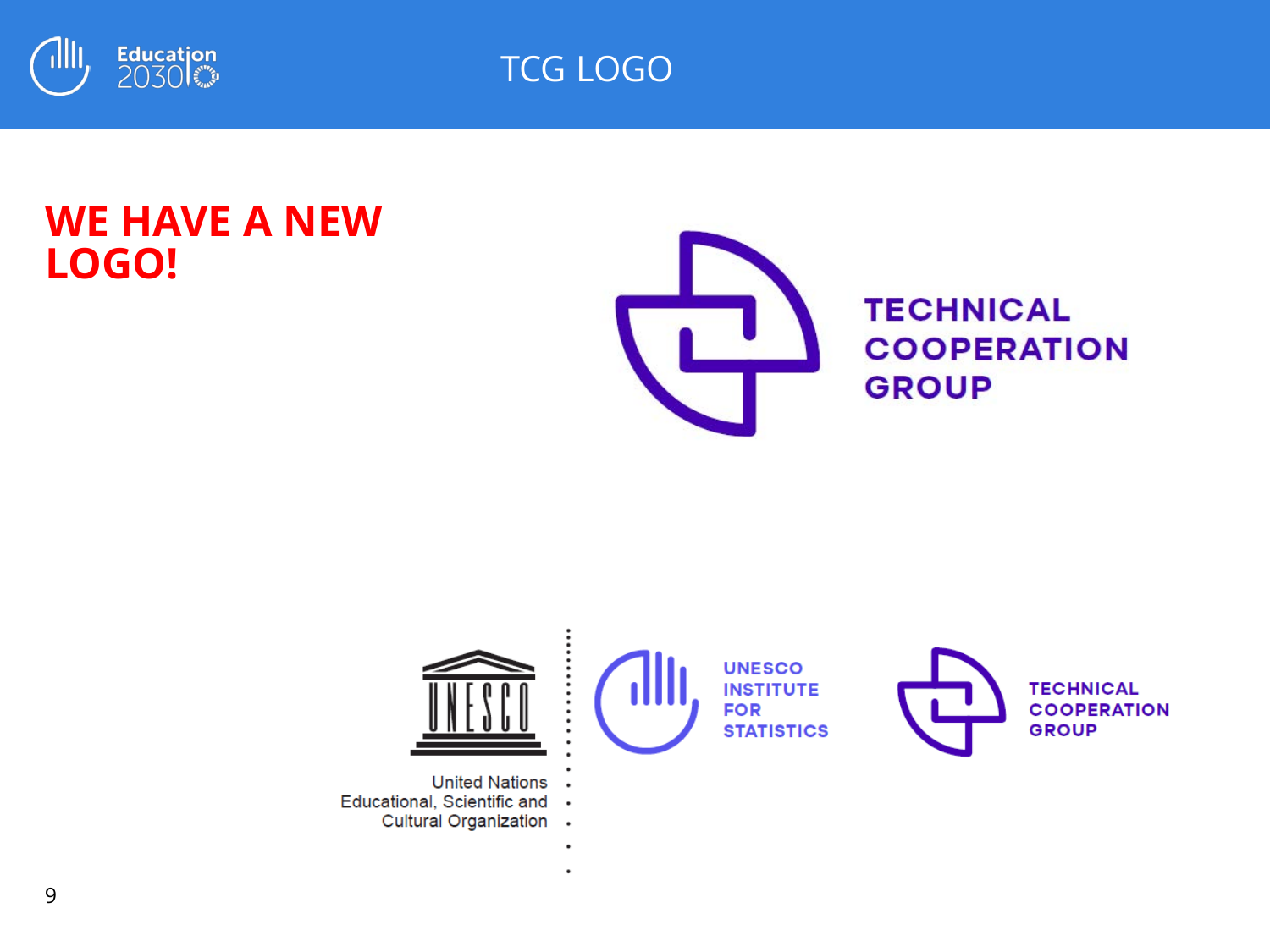# TCG LOGO

## WE HAVE A NEW LOGO!

TECHNICAL COOPERATION GROUP

United Nations Educational, Scientific and Cultural Organization

UNESCO INSTITUTE FOR STATISTICS

TECHNICAL COOPERATION GROUP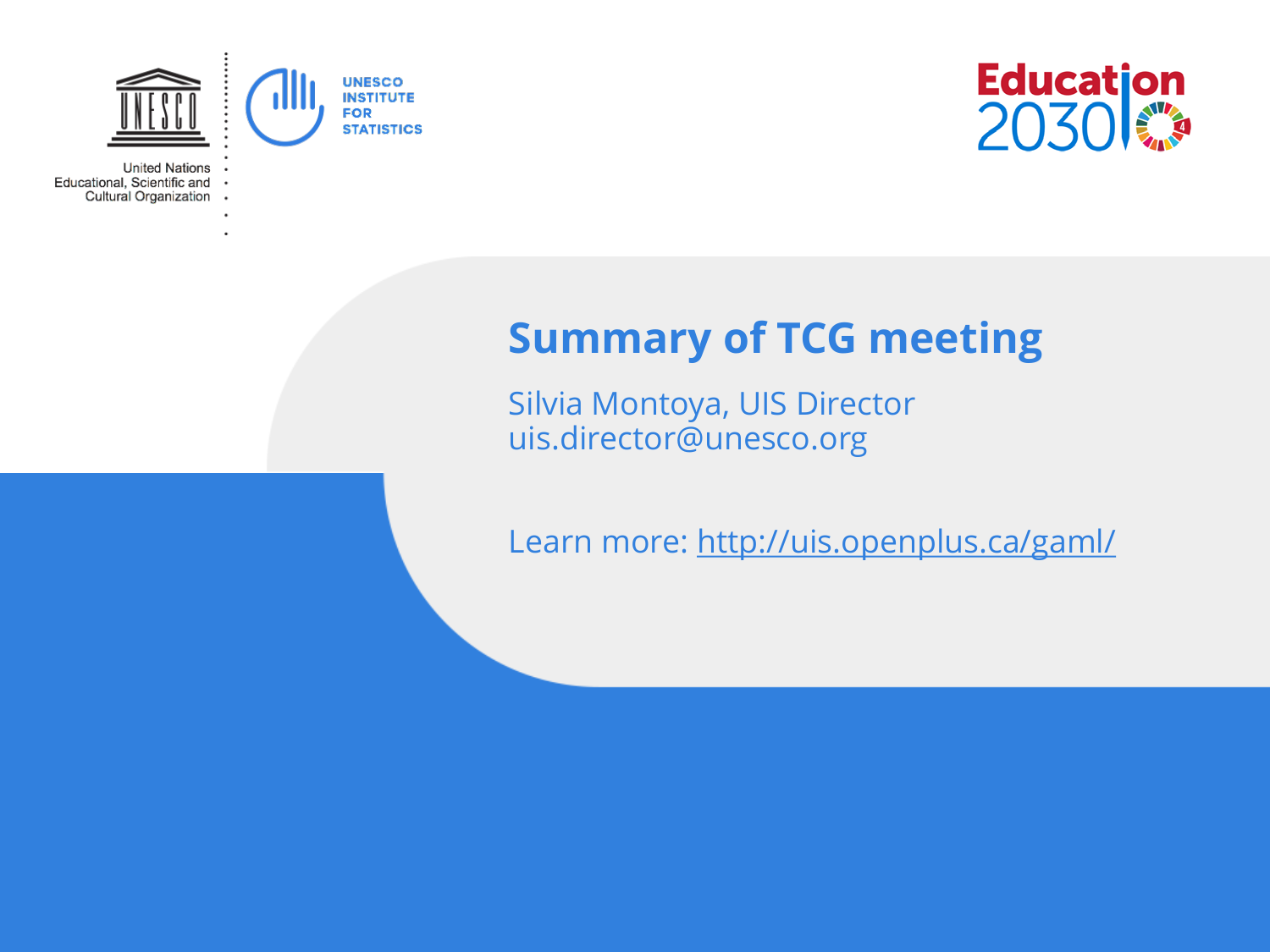United Nations
Educational, Scientific and
Cultural Organization

UNESCO INSTITUTE FOR STATISTICS

Education 2030

# Summary of TCG meeting

Silvia Montoya, UIS Director
uis.director@unesco.org

Learn more: http://uis.openplus.ca/gaml/